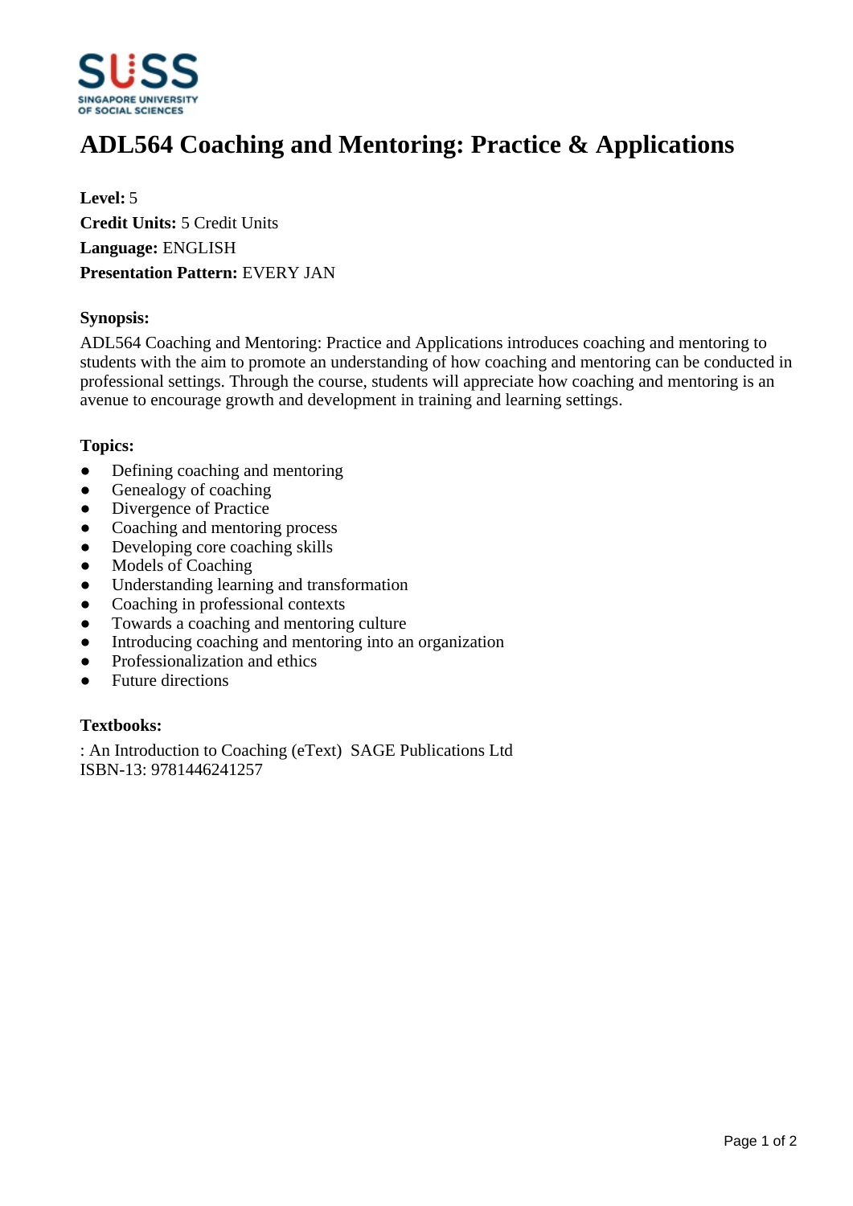# ADL564 Coaching and Mentoring: Practice & Applications

**Level:** 5
**Credit Units:** 5 Credit Units
**Language:** ENGLISH
**Presentation Pattern:** EVERY JAN

### Synopsis:

ADL564 Coaching and Mentoring: Practice and Applications introduces coaching and mentoring to students with the aim to promote an understanding of how coaching and mentoring can be conducted in professional settings. Through the course, students will appreciate how coaching and mentoring is an avenue to encourage growth and development in training and learning settings.

### Topics:

- Defining coaching and mentoring
- Genealogy of coaching
- Divergence of Practice
- Coaching and mentoring process
- Developing core coaching skills
- Models of Coaching
- Understanding learning and transformation
- Coaching in professional contexts
- Towards a coaching and mentoring culture
- Introducing coaching and mentoring into an organization
- Professionalization and ethics
- Future directions

### Textbooks:

: An Introduction to Coaching (eText) SAGE Publications Ltd
ISBN-13: 9781446241257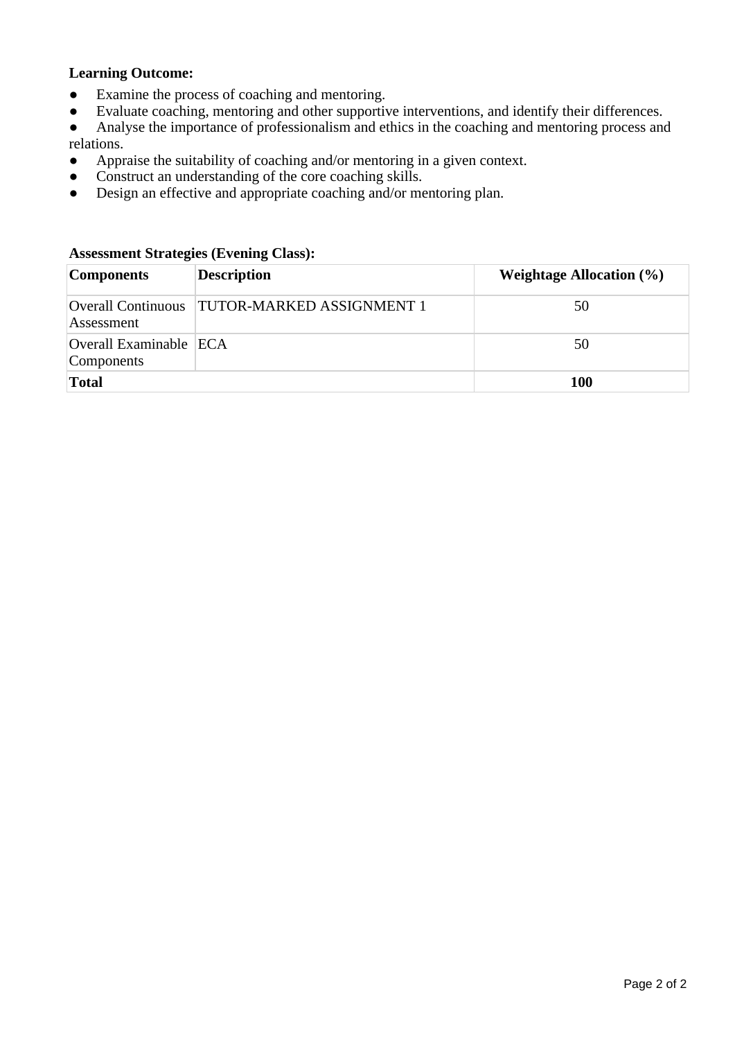**Learning Outcome:**

- Examine the process of coaching and mentoring.
- Evaluate coaching, mentoring and other supportive interventions, and identify their differences.
- Analyse the importance of professionalism and ethics in the coaching and mentoring process and relations.
- Appraise the suitability of coaching and/or mentoring in a given context.
- Construct an understanding of the core coaching skills.
- Design an effective and appropriate coaching and/or mentoring plan.

**Assessment Strategies (Evening Class):**

| Components | Description | Weightage Allocation (%) |
|---|---|---|
| Overall Continuous Assessment | TUTOR-MARKED ASSIGNMENT 1 | 50 |
| Overall Examinable Components | ECA | 50 |
| **Total** | | **100** |